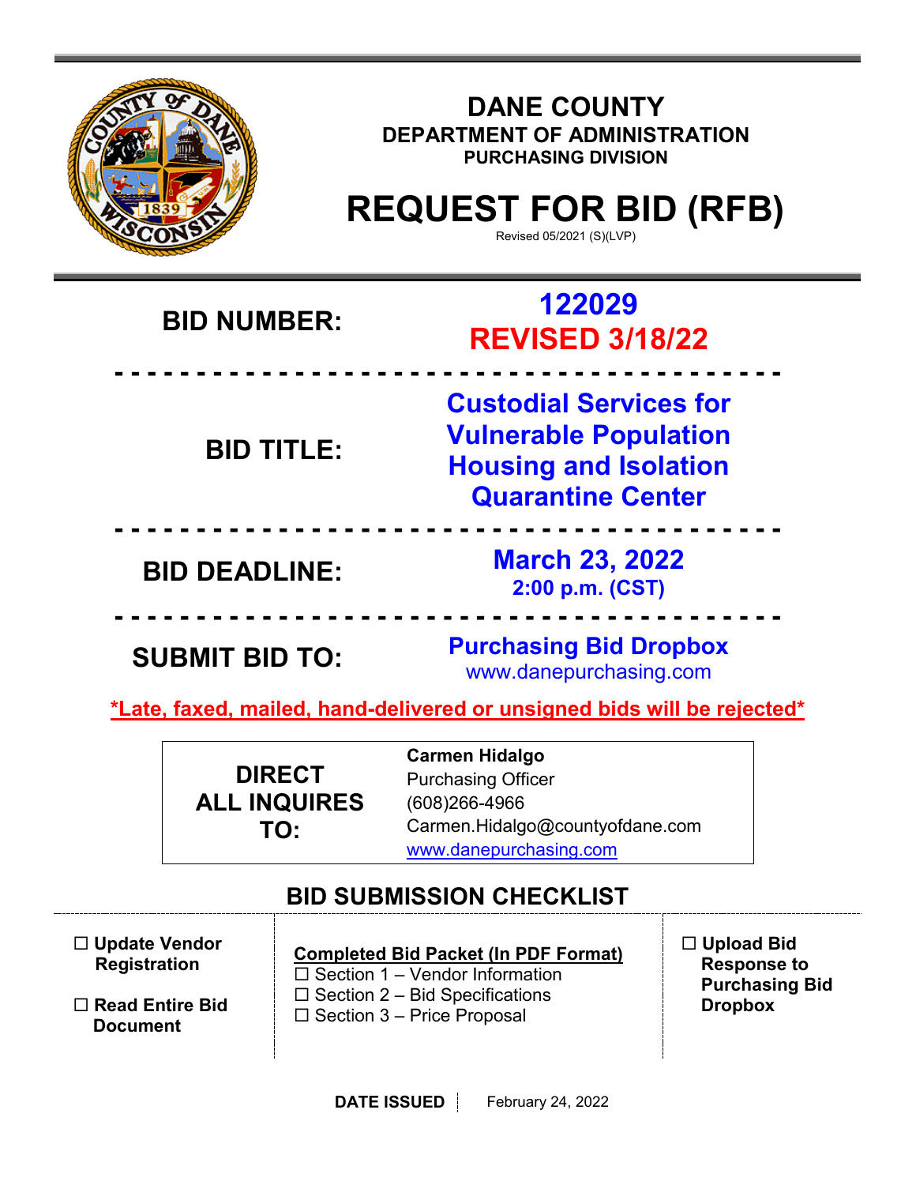# DANE COUNTY

## DEPARTMENT OF ADMINISTRATION

### PURCHASING DIVISION

# REQUEST FOR BID (RFB)

Revised 05/2021 (S)(LVP)

| | |
|---|---|
| **BID NUMBER:** | **122029 REVISED 3/18/22** |
| **BID TITLE:** | **Custodial Services for Vulnerable Population Housing and Isolation Quarantine Center** |
| **BID DEADLINE:** | **March 23, 2022 2:00 p.m. (CST)** |
| **SUBMIT BID TO:** | **Purchasing Bid Dropbox** www.danepurchasing.com |

***Late, faxed, mailed, hand-delivered or unsigned bids will be rejected***

| | |
|---|---|
| **DIRECT ALL INQUIRES TO:** | **Carmen Hidalgo**<br>Purchasing Officer<br>(608)266-4966<br>Carmen.Hidalgo@countyofdane.com<br>www.danepurchasing.com |

## BID SUBMISSION CHECKLIST

- ☐ **Update Vendor Registration**
- ☐ **Read Entire Bid Document**

**Completed Bid Packet (In PDF Format)**

- ☐ Section 1 – Vendor Information
- ☐ Section 2 – Bid Specifications
- ☐ Section 3 – Price Proposal

- ☐ **Upload Bid Response to Purchasing Bid Dropbox**

**DATE ISSUED** February 24, 2022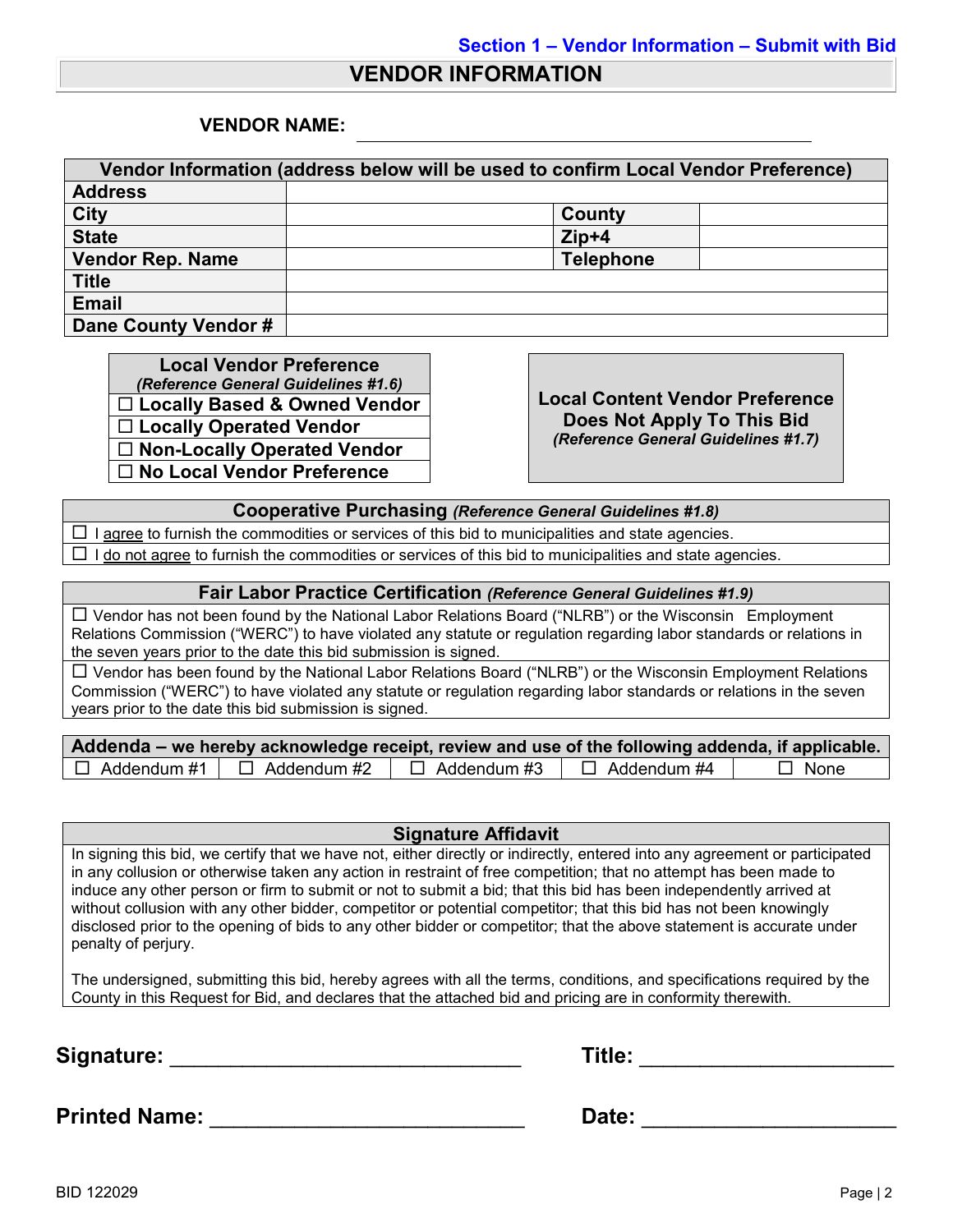**Section 1 – Vendor Information – Submit with Bid**

# VENDOR INFORMATION

**VENDOR NAME:** ____________________________________________

| Vendor Information (address below will be used to confirm Local Vendor Preference) | | | |
|---|---|---|---|
| **Address** | | | |
| **City** | | **County** | |
| **State** | | **Zip+4** | |
| **Vendor Rep. Name** | | **Telephone** | |
| **Title** | | | |
| **Email** | | | |
| **Dane County Vendor #** | | | |

| **Local Vendor Preference** *(Reference General Guidelines #1.6)* |
|---|
| ☐ **Locally Based & Owned Vendor** |
| ☐ **Locally Operated Vendor** |
| ☐ **Non-Locally Operated Vendor** |
| ☐ **No Local Vendor Preference** |

**Local Content Vendor Preference Does Not Apply To This Bid**
*(Reference General Guidelines #1.7)*

| **Cooperative Purchasing** *(Reference General Guidelines #1.8)* |
|---|
| ☐ I agree to furnish the commodities or services of this bid to municipalities and state agencies. |
| ☐ I do not agree to furnish the commodities or services of this bid to municipalities and state agencies. |

| **Fair Labor Practice Certification** *(Reference General Guidelines #1.9)* |
|---|
| ☐ Vendor has not been found by the National Labor Relations Board ("NLRB") or the Wisconsin Employment Relations Commission ("WERC") to have violated any statute or regulation regarding labor standards or relations in the seven years prior to the date this bid submission is signed. |
| ☐ Vendor has been found by the National Labor Relations Board ("NLRB") or the Wisconsin Employment Relations Commission ("WERC") to have violated any statute or regulation regarding labor standards or relations in the seven years prior to the date this bid submission is signed. |

| **Addenda – we hereby acknowledge receipt, review and use of the following addenda, if applicable.** | | | | |
|---|---|---|---|---|
| ☐ Addendum #1 | ☐ Addendum #2 | ☐ Addendum #3 | ☐ Addendum #4 | ☐ None |

| **Signature Affidavit** |
|---|
| In signing this bid, we certify that we have not, either directly or indirectly, entered into any agreement or participated in any collusion or otherwise taken any action in restraint of free competition; that no attempt has been made to induce any other person or firm to submit or not to submit a bid; that this bid has been independently arrived at without collusion with any other bidder, competitor or potential competitor; that this bid has not been knowingly disclosed prior to the opening of bids to any other bidder or competitor; that the above statement is accurate under penalty of perjury. <br><br> The undersigned, submitting this bid, hereby agrees with all the terms, conditions, and specifications required by the County in this Request for Bid, and declares that the attached bid and pricing are in conformity therewith. |

**Signature:** ______________________________ **Title:** ______________________

**Printed Name:** ___________________________ **Date:** ______________________

BID 122029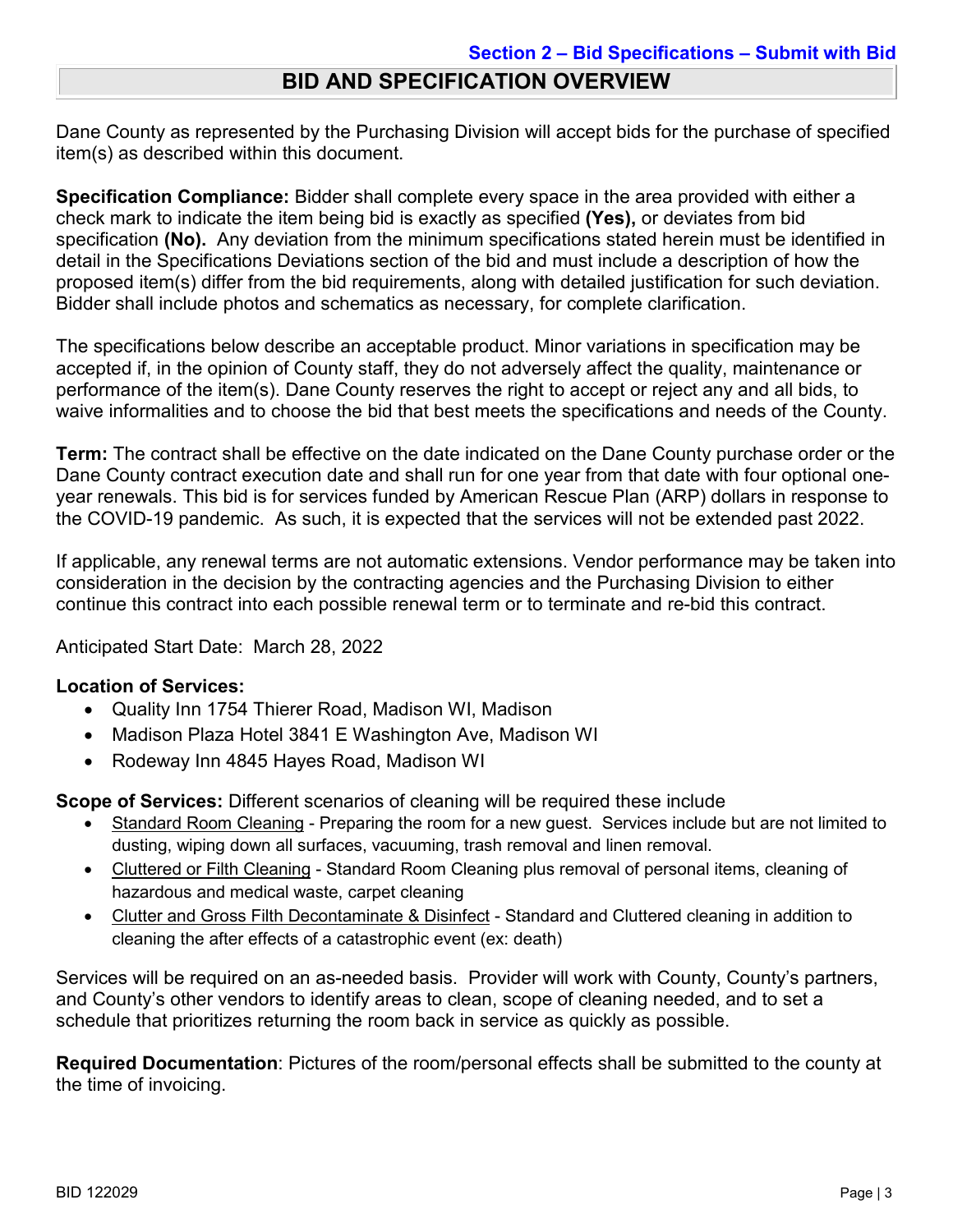**Section 2 – Bid Specifications – Submit with Bid**

# BID AND SPECIFICATION OVERVIEW

Dane County as represented by the Purchasing Division will accept bids for the purchase of specified item(s) as described within this document.

**Specification Compliance:** Bidder shall complete every space in the area provided with either a check mark to indicate the item being bid is exactly as specified **(Yes),** or deviates from bid specification **(No).** Any deviation from the minimum specifications stated herein must be identified in detail in the Specifications Deviations section of the bid and must include a description of how the proposed item(s) differ from the bid requirements, along with detailed justification for such deviation. Bidder shall include photos and schematics as necessary, for complete clarification.

The specifications below describe an acceptable product. Minor variations in specification may be accepted if, in the opinion of County staff, they do not adversely affect the quality, maintenance or performance of the item(s). Dane County reserves the right to accept or reject any and all bids, to waive informalities and to choose the bid that best meets the specifications and needs of the County.

**Term:** The contract shall be effective on the date indicated on the Dane County purchase order or the Dane County contract execution date and shall run for one year from that date with four optional one-year renewals. This bid is for services funded by American Rescue Plan (ARP) dollars in response to the COVID-19 pandemic. As such, it is expected that the services will not be extended past 2022.

If applicable, any renewal terms are not automatic extensions. Vendor performance may be taken into consideration in the decision by the contracting agencies and the Purchasing Division to either continue this contract into each possible renewal term or to terminate and re-bid this contract.

Anticipated Start Date: March 28, 2022

**Location of Services:**

- Quality Inn 1754 Thierer Road, Madison WI, Madison
- Madison Plaza Hotel 3841 E Washington Ave, Madison WI
- Rodeway Inn 4845 Hayes Road, Madison WI

**Scope of Services:** Different scenarios of cleaning will be required these include

- Standard Room Cleaning - Preparing the room for a new guest. Services include but are not limited to dusting, wiping down all surfaces, vacuuming, trash removal and linen removal.
- Cluttered or Filth Cleaning - Standard Room Cleaning plus removal of personal items, cleaning of hazardous and medical waste, carpet cleaning
- Clutter and Gross Filth Decontaminate & Disinfect - Standard and Cluttered cleaning in addition to cleaning the after effects of a catastrophic event (ex: death)

Services will be required on an as-needed basis. Provider will work with County, County's partners, and County's other vendors to identify areas to clean, scope of cleaning needed, and to set a schedule that prioritizes returning the room back in service as quickly as possible.

**Required Documentation**: Pictures of the room/personal effects shall be submitted to the county at the time of invoicing.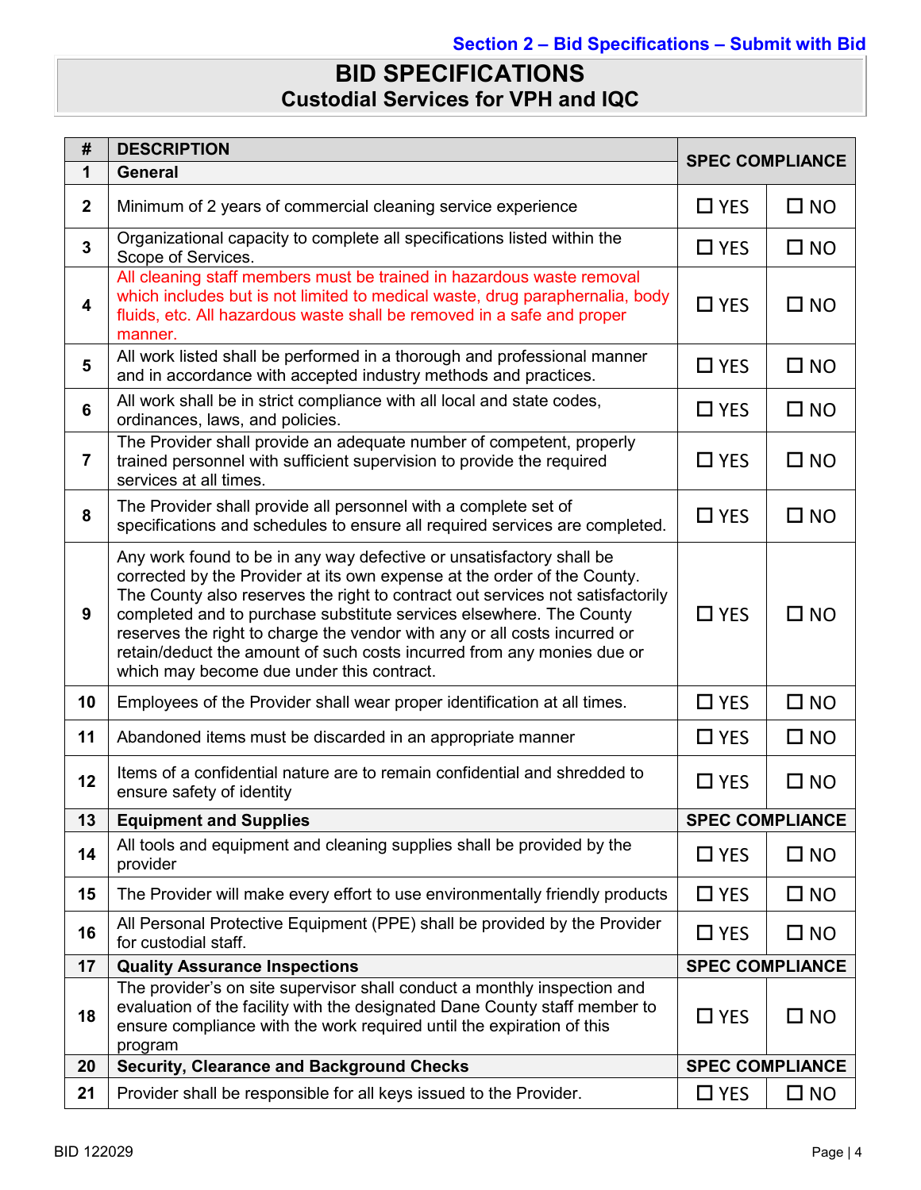Section 2 – Bid Specifications – Submit with Bid

# BID SPECIFICATIONS
## Custodial Services for VPH and IQC

| # | DESCRIPTION | SPEC COMPLIANCE | |
|---|---|---|---|
| 1 | **General** | | |
| 2 | Minimum of 2 years of commercial cleaning service experience | ☐ YES | ☐ NO |
| 3 | Organizational capacity to complete all specifications listed within the Scope of Services. | ☐ YES | ☐ NO |
| 4 | All cleaning staff members must be trained in hazardous waste removal which includes but is not limited to medical waste, drug paraphernalia, body fluids, etc. All hazardous waste shall be removed in a safe and proper manner. | ☐ YES | ☐ NO |
| 5 | All work listed shall be performed in a thorough and professional manner and in accordance with accepted industry methods and practices. | ☐ YES | ☐ NO |
| 6 | All work shall be in strict compliance with all local and state codes, ordinances, laws, and policies. | ☐ YES | ☐ NO |
| 7 | The Provider shall provide an adequate number of competent, properly trained personnel with sufficient supervision to provide the required services at all times. | ☐ YES | ☐ NO |
| 8 | The Provider shall provide all personnel with a complete set of specifications and schedules to ensure all required services are completed. | ☐ YES | ☐ NO |
| 9 | Any work found to be in any way defective or unsatisfactory shall be corrected by the Provider at its own expense at the order of the County. The County also reserves the right to contract out services not satisfactorily completed and to purchase substitute services elsewhere. The County reserves the right to charge the vendor with any or all costs incurred or retain/deduct the amount of such costs incurred from any monies due or which may become due under this contract. | ☐ YES | ☐ NO |
| 10 | Employees of the Provider shall wear proper identification at all times. | ☐ YES | ☐ NO |
| 11 | Abandoned items must be discarded in an appropriate manner | ☐ YES | ☐ NO |
| 12 | Items of a confidential nature are to remain confidential and shredded to ensure safety of identity | ☐ YES | ☐ NO |
| 13 | **Equipment and Supplies** | **SPEC COMPLIANCE** | |
| 14 | All tools and equipment and cleaning supplies shall be provided by the provider | ☐ YES | ☐ NO |
| 15 | The Provider will make every effort to use environmentally friendly products | ☐ YES | ☐ NO |
| 16 | All Personal Protective Equipment (PPE) shall be provided by the Provider for custodial staff. | ☐ YES | ☐ NO |
| 17 | **Quality Assurance Inspections** | **SPEC COMPLIANCE** | |
| 18 | The provider's on site supervisor shall conduct a monthly inspection and evaluation of the facility with the designated Dane County staff member to ensure compliance with the work required until the expiration of this program | ☐ YES | ☐ NO |
| 20 | **Security, Clearance and Background Checks** | **SPEC COMPLIANCE** | |
| 21 | Provider shall be responsible for all keys issued to the Provider. | ☐ YES | ☐ NO |

BID 122029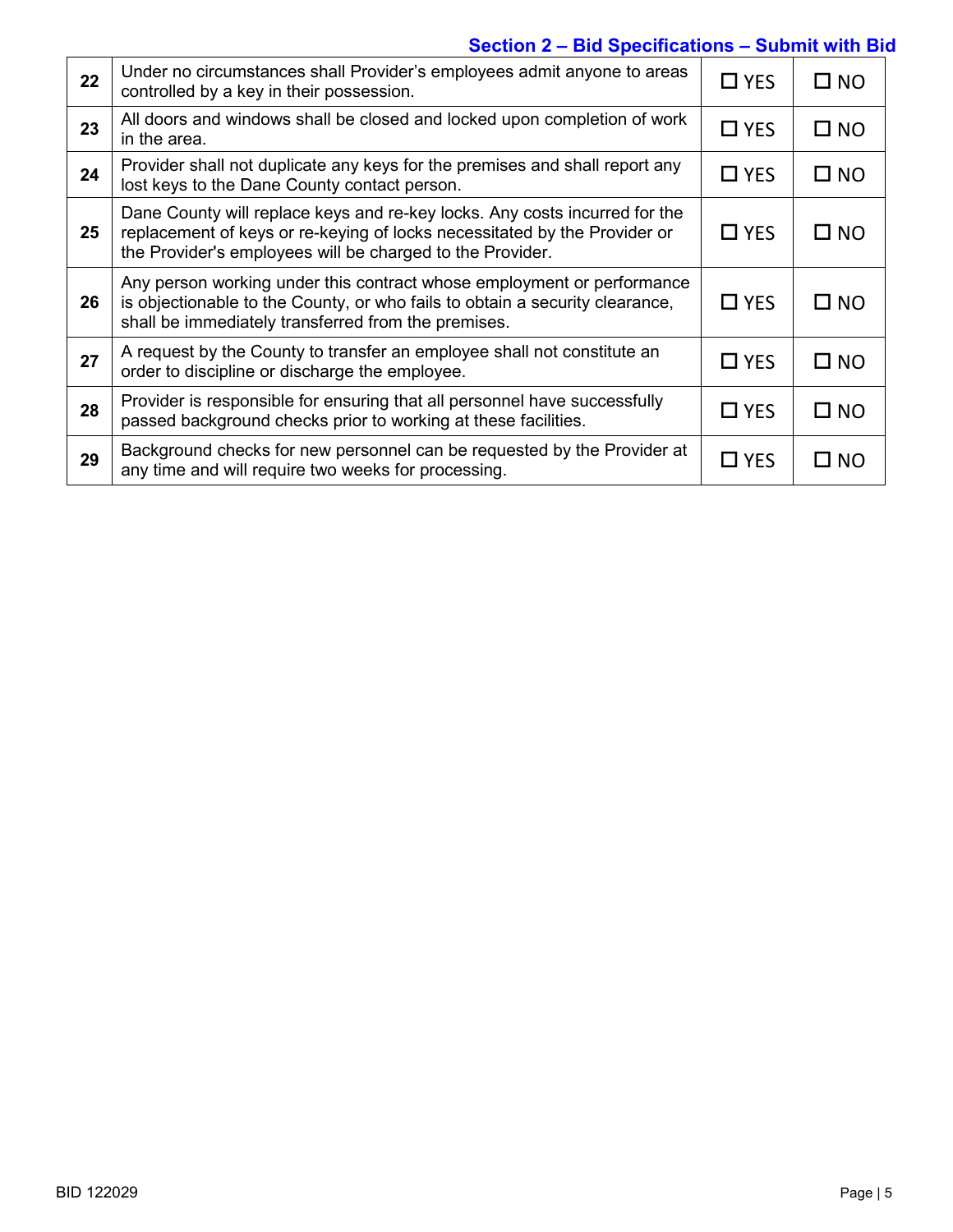**Section 2 – Bid Specifications – Submit with Bid**

| | | | |
|---|---|---|---|
| 22 | Under no circumstances shall Provider's employees admit anyone to areas controlled by a key in their possession. | ☐ YES | ☐ NO |
| 23 | All doors and windows shall be closed and locked upon completion of work in the area. | ☐ YES | ☐ NO |
| 24 | Provider shall not duplicate any keys for the premises and shall report any lost keys to the Dane County contact person. | ☐ YES | ☐ NO |
| 25 | Dane County will replace keys and re-key locks. Any costs incurred for the replacement of keys or re-keying of locks necessitated by the Provider or the Provider's employees will be charged to the Provider. | ☐ YES | ☐ NO |
| 26 | Any person working under this contract whose employment or performance is objectionable to the County, or who fails to obtain a security clearance, shall be immediately transferred from the premises. | ☐ YES | ☐ NO |
| 27 | A request by the County to transfer an employee shall not constitute an order to discipline or discharge the employee. | ☐ YES | ☐ NO |
| 28 | Provider is responsible for ensuring that all personnel have successfully passed background checks prior to working at these facilities. | ☐ YES | ☐ NO |
| 29 | Background checks for new personnel can be requested by the Provider at any time and will require two weeks for processing. | ☐ YES | ☐ NO |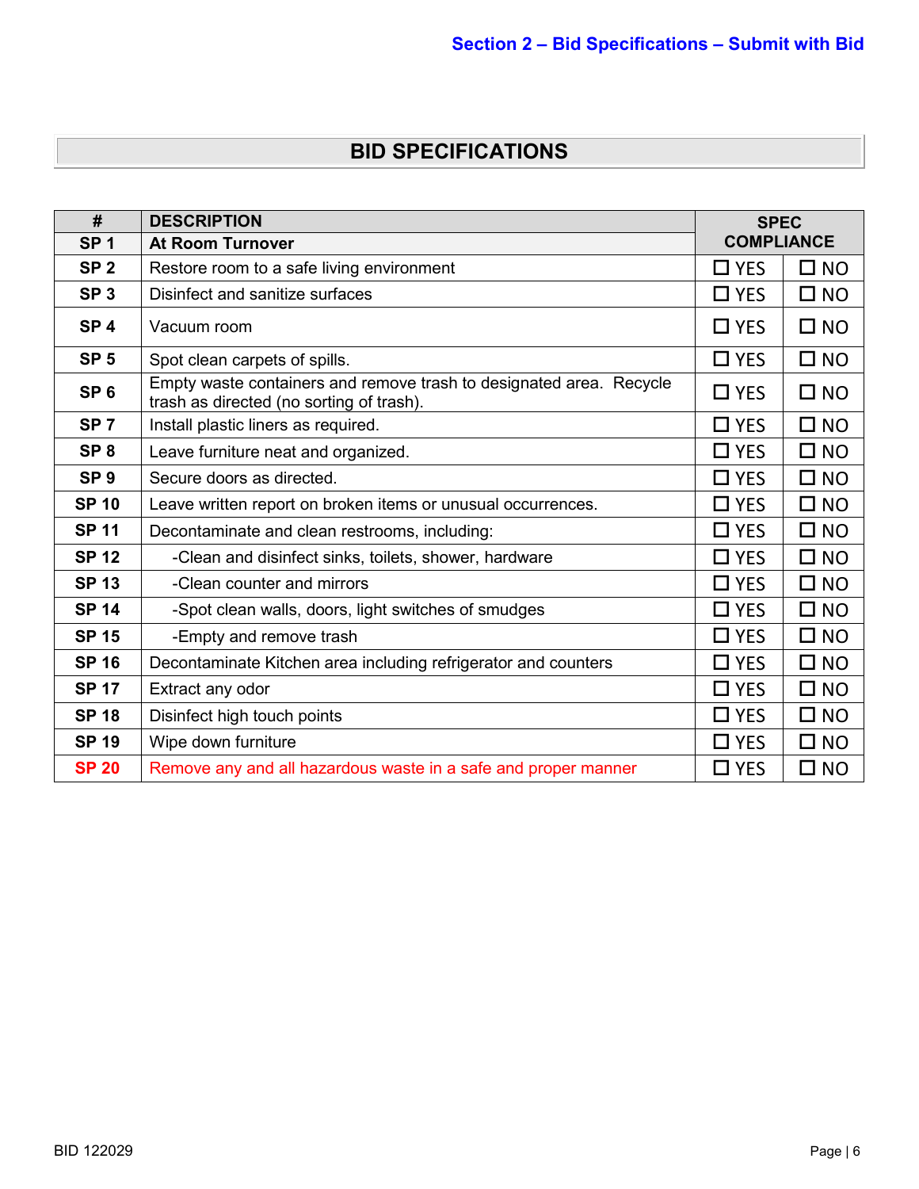# BID SPECIFICATIONS

| # | DESCRIPTION | SPEC COMPLIANCE | |
|---|---|---|---|
| SP 1 | **At Room Turnover** | | |
| SP 2 | Restore room to a safe living environment | ☐ YES | ☐ NO |
| SP 3 | Disinfect and sanitize surfaces | ☐ YES | ☐ NO |
| SP 4 | Vacuum room | ☐ YES | ☐ NO |
| SP 5 | Spot clean carpets of spills. | ☐ YES | ☐ NO |
| SP 6 | Empty waste containers and remove trash to designated area. Recycle trash as directed (no sorting of trash). | ☐ YES | ☐ NO |
| SP 7 | Install plastic liners as required. | ☐ YES | ☐ NO |
| SP 8 | Leave furniture neat and organized. | ☐ YES | ☐ NO |
| SP 9 | Secure doors as directed. | ☐ YES | ☐ NO |
| SP 10 | Leave written report on broken items or unusual occurrences. | ☐ YES | ☐ NO |
| SP 11 | Decontaminate and clean restrooms, including: | ☐ YES | ☐ NO |
| SP 12 | -Clean and disinfect sinks, toilets, shower, hardware | ☐ YES | ☐ NO |
| SP 13 | -Clean counter and mirrors | ☐ YES | ☐ NO |
| SP 14 | -Spot clean walls, doors, light switches of smudges | ☐ YES | ☐ NO |
| SP 15 | -Empty and remove trash | ☐ YES | ☐ NO |
| SP 16 | Decontaminate Kitchen area including refrigerator and counters | ☐ YES | ☐ NO |
| SP 17 | Extract any odor | ☐ YES | ☐ NO |
| SP 18 | Disinfect high touch points | ☐ YES | ☐ NO |
| SP 19 | Wipe down furniture | ☐ YES | ☐ NO |
| SP 20 | Remove any and all hazardous waste in a safe and proper manner | ☐ YES | ☐ NO |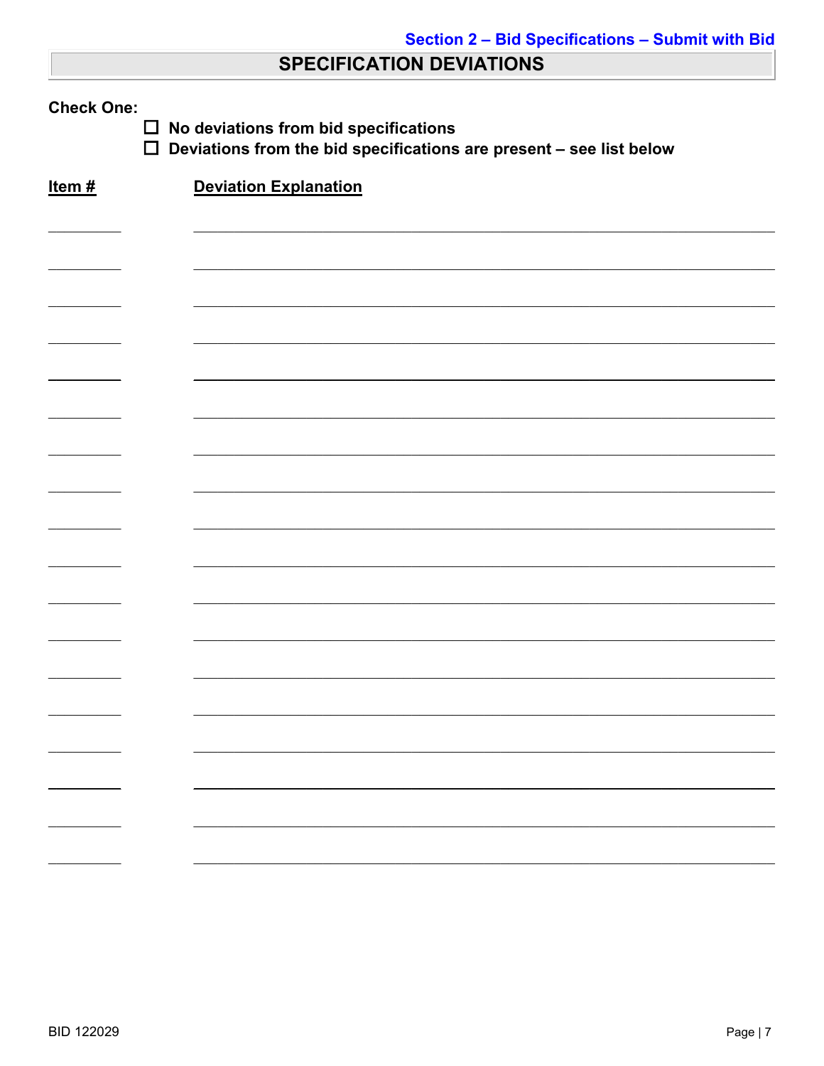Section 2 – Bid Specifications – Submit with Bid

## SPECIFICATION DEVIATIONS

**Check One:**

- ☐ **No deviations from bid specifications**
- ☐ **Deviations from the bid specifications are present – see list below**

| Item # | Deviation Explanation |
| --- | --- |
| | |
| | |
| | |
| | |
| | |
| | |
| | |
| | |
| | |
| | |
| | |
| | |
| | |
| | |
| | |
| | |
| | |
| | |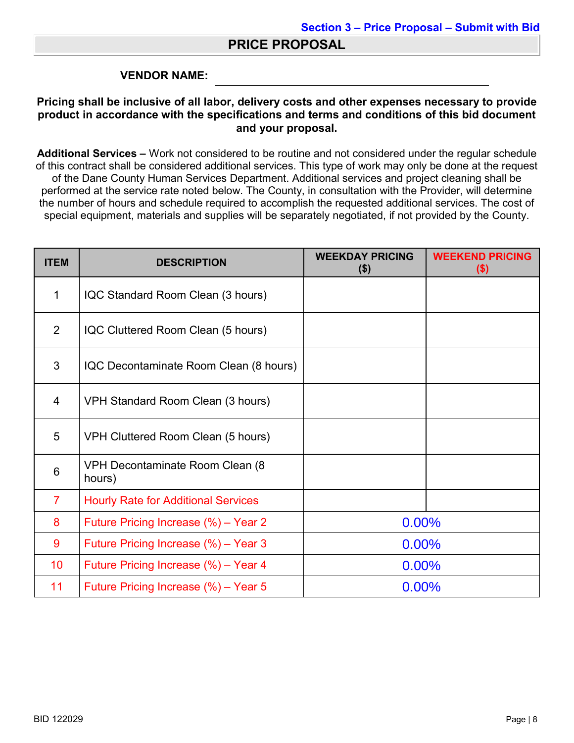**Section 3 – Price Proposal – Submit with Bid**

# PRICE PROPOSAL

**VENDOR NAME:** ______________________________

**Pricing shall be inclusive of all labor, delivery costs and other expenses necessary to provide product in accordance with the specifications and terms and conditions of this bid document and your proposal.**

**Additional Services –** Work not considered to be routine and not considered under the regular schedule of this contract shall be considered additional services. This type of work may only be done at the request of the Dane County Human Services Department. Additional services and project cleaning shall be performed at the service rate noted below. The County, in consultation with the Provider, will determine the number of hours and schedule required to accomplish the requested additional services. The cost of special equipment, materials and supplies will be separately negotiated, if not provided by the County.

| ITEM | DESCRIPTION | WEEKDAY PRICING ($) | WEEKEND PRICING ($) |
|---|---|---|---|
| 1 | IQC Standard Room Clean (3 hours) | | |
| 2 | IQC Cluttered Room Clean (5 hours) | | |
| 3 | IQC Decontaminate Room Clean (8 hours) | | |
| 4 | VPH Standard Room Clean (3 hours) | | |
| 5 | VPH Cluttered Room Clean (5 hours) | | |
| 6 | VPH Decontaminate Room Clean (8 hours) | | |
| 7 | Hourly Rate for Additional Services | | |
| 8 | Future Pricing Increase (%) – Year 2 | 0.00% | |
| 9 | Future Pricing Increase (%) – Year 3 | 0.00% | |
| 10 | Future Pricing Increase (%) – Year 4 | 0.00% | |
| 11 | Future Pricing Increase (%) – Year 5 | 0.00% | |

BID 122029